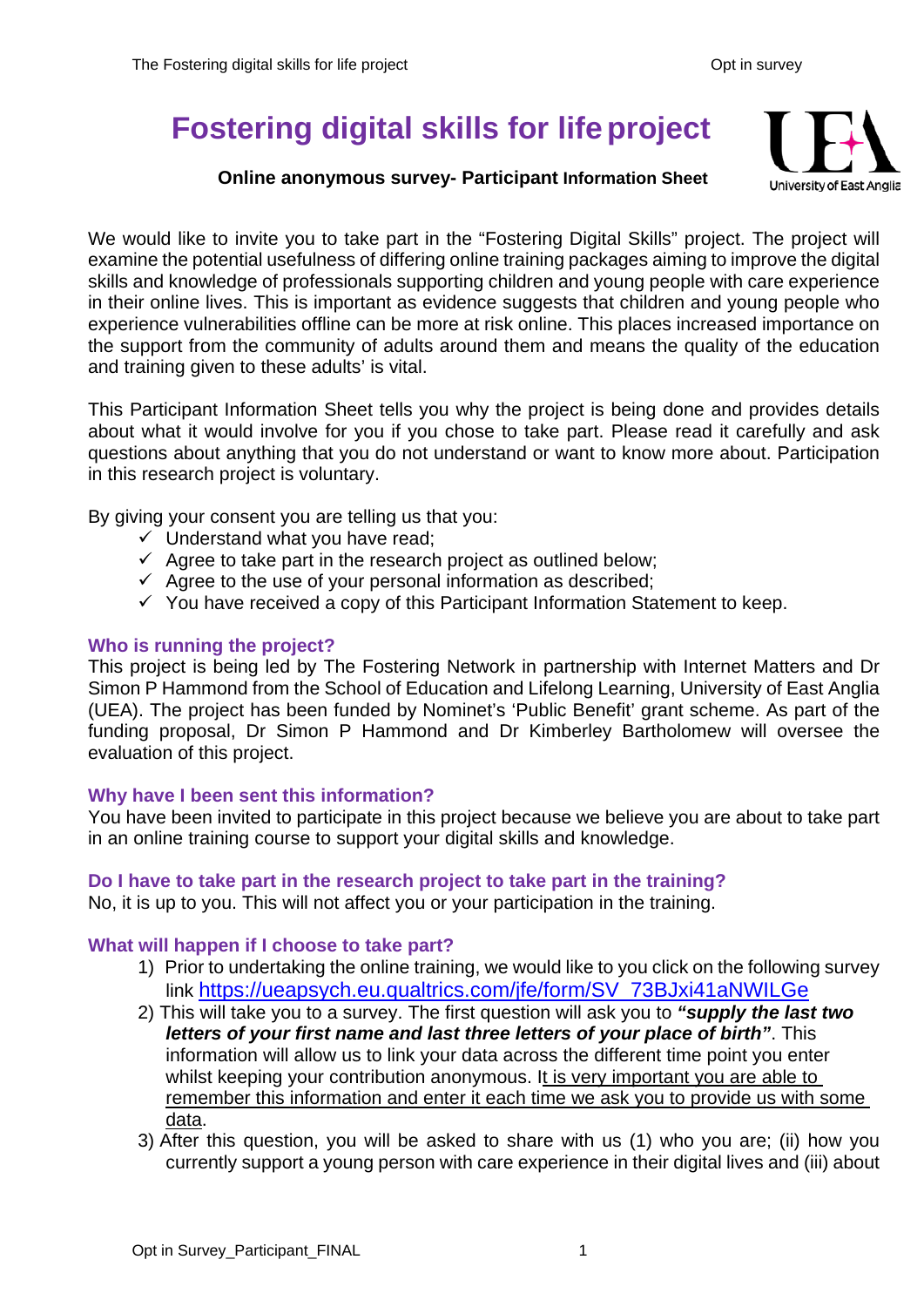# Fostering digital skills for life project

**Online anonymous survey- Participant Information Sheet**

We would like to invite you to take part in the "Fostering Digital Skills" project. The project will examine the potential usefulness of differing online training packages aiming to improve the digital skills and knowledge of professionals supporting children and young people with care experience in their online lives. This is important as evidence suggests that children and young people who experience vulnerabilities offline can be more at risk online. This places increased importance on the support from the community of adults around them and means the quality of the education and training given to these adults' is vital.

This Participant Information Sheet tells you why the project is being done and provides details about what it would involve for you if you chose to take part. Please read it carefully and ask questions about anything that you do not understand or want to know more about. Participation in this research project is voluntary.

By giving your consent you are telling us that you:

- ✓ Understand what you have read;
- ✓ Agree to take part in the research project as outlined below;
- ✓ Agree to the use of your personal information as described;
- ✓ You have received a copy of this Participant Information Statement to keep.

### Who is running the project?

This project is being led by The Fostering Network in partnership with Internet Matters and Dr Simon P Hammond from the School of Education and Lifelong Learning, University of East Anglia (UEA). The project has been funded by Nominet's 'Public Benefit' grant scheme. As part of the funding proposal, Dr Simon P Hammond and Dr Kimberley Bartholomew will oversee the evaluation of this project.

### Why have I been sent this information?

You have been invited to participate in this project because we believe you are about to take part in an online training course to support your digital skills and knowledge.

### Do I have to take part in the research project to take part in the training?

No, it is up to you. This will not affect you or your participation in the training.

### What will happen if I choose to take part?

1) Prior to undertaking the online training, we would like to you click on the following survey link https://ueapsych.eu.qualtrics.com/jfe/form/SV_73BJxi41aNWILGe
2) This will take you to a survey. The first question will ask you to ***"supply the last two letters of your first name and last three letters of your place of birth"***. This information will allow us to link your data across the different time point you enter whilst keeping your contribution anonymous. It is very important you are able to remember this information and enter it each time we ask you to provide us with some data.
3) After this question, you will be asked to share with us (1) who you are; (ii) how you currently support a young person with care experience in their digital lives and (iii) about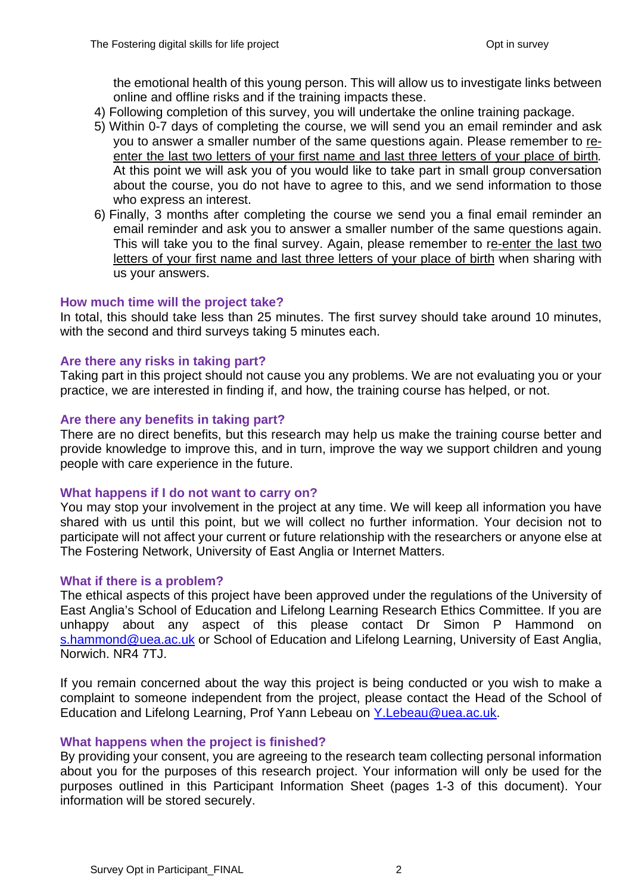the emotional health of this young person. This will allow us to investigate links between online and offline risks and if the training impacts these.

4) Following completion of this survey, you will undertake the online training package.
5) Within 0-7 days of completing the course, we will send you an email reminder and ask you to answer a smaller number of the same questions again. Please remember to re-enter the last two letters of your first name and last three letters of your place of birth. At this point we will ask you of you would like to take part in small group conversation about the course, you do not have to agree to this, and we send information to those who express an interest.
6) Finally, 3 months after completing the course we send you a final email reminder an email reminder and ask you to answer a smaller number of the same questions again. This will take you to the final survey. Again, please remember to re-enter the last two letters of your first name and last three letters of your place of birth when sharing with us your answers.

### How much time will the project take?

In total, this should take less than 25 minutes. The first survey should take around 10 minutes, with the second and third surveys taking 5 minutes each.

### Are there any risks in taking part?

Taking part in this project should not cause you any problems. We are not evaluating you or your practice, we are interested in finding if, and how, the training course has helped, or not.

### Are there any benefits in taking part?

There are no direct benefits, but this research may help us make the training course better and provide knowledge to improve this, and in turn, improve the way we support children and young people with care experience in the future.

### What happens if I do not want to carry on?

You may stop your involvement in the project at any time. We will keep all information you have shared with us until this point, but we will collect no further information. Your decision not to participate will not affect your current or future relationship with the researchers or anyone else at The Fostering Network, University of East Anglia or Internet Matters.

### What if there is a problem?

The ethical aspects of this project have been approved under the regulations of the University of East Anglia's School of Education and Lifelong Learning Research Ethics Committee. If you are unhappy about any aspect of this please contact Dr Simon P Hammond on s.hammond@uea.ac.uk or School of Education and Lifelong Learning, University of East Anglia, Norwich. NR4 7TJ.

If you remain concerned about the way this project is being conducted or you wish to make a complaint to someone independent from the project, please contact the Head of the School of Education and Lifelong Learning, Prof Yann Lebeau on Y.Lebeau@uea.ac.uk.

### What happens when the project is finished?

By providing your consent, you are agreeing to the research team collecting personal information about you for the purposes of this research project. Your information will only be used for the purposes outlined in this Participant Information Sheet (pages 1-3 of this document). Your information will be stored securely.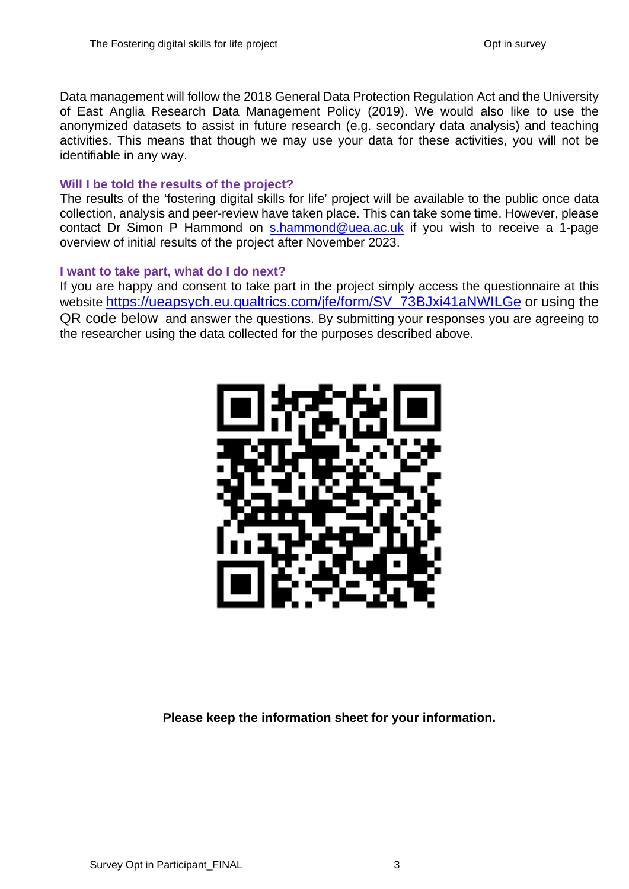Data management will follow the 2018 General Data Protection Regulation Act and the University of East Anglia Research Data Management Policy (2019). We would also like to use the anonymized datasets to assist in future research (e.g. secondary data analysis) and teaching activities. This means that though we may use your data for these activities, you will not be identifiable in any way.

### Will I be told the results of the project?

The results of the 'fostering digital skills for life' project will be available to the public once data collection, analysis and peer-review have taken place. This can take some time. However, please contact Dr Simon P Hammond on s.hammond@uea.ac.uk if you wish to receive a 1-page overview of initial results of the project after November 2023.

### I want to take part, what do I do next?

If you are happy and consent to take part in the project simply access the questionnaire at this website https://ueapsych.eu.qualtrics.com/jfe/form/SV_73BJxi41aNWILGe or using the QR code below and answer the questions. By submitting your responses you are agreeing to the researcher using the data collected for the purposes described above.

**Please keep the information sheet for your information.**